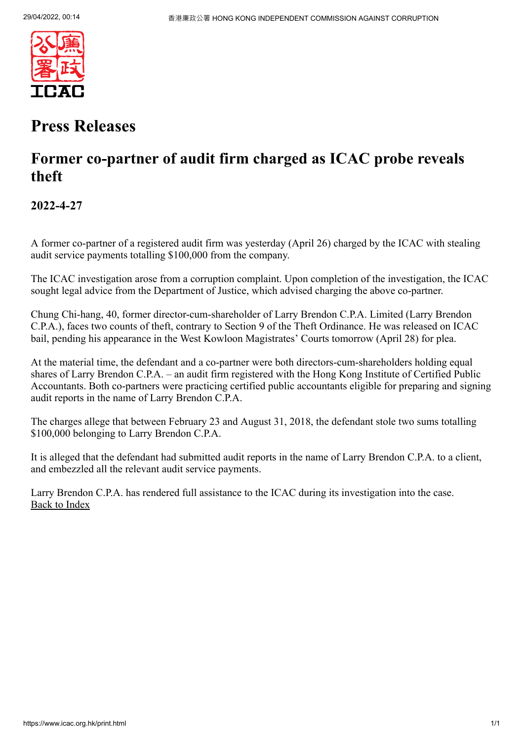# Press Releases

## Former co-partner of audit firm charged as ICAC probe reveals theft

### 2022-4-27

A former co-partner of a registered audit firm was yesterday (April 26) charged by the ICAC with stealing audit service payments totalling $100,000 from the company.

The ICAC investigation arose from a corruption complaint. Upon completion of the investigation, the ICAC sought legal advice from the Department of Justice, which advised charging the above co-partner.

Chung Chi-hang, 40, former director-cum-shareholder of Larry Brendon C.P.A. Limited (Larry Brendon C.P.A.), faces two counts of theft, contrary to Section 9 of the Theft Ordinance. He was released on ICAC bail, pending his appearance in the West Kowloon Magistrates' Courts tomorrow (April 28) for plea.

At the material time, the defendant and a co-partner were both directors-cum-shareholders holding equal shares of Larry Brendon C.P.A. – an audit firm registered with the Hong Kong Institute of Certified Public Accountants. Both co-partners were practicing certified public accountants eligible for preparing and signing audit reports in the name of Larry Brendon C.P.A.

The charges allege that between February 23 and August 31, 2018, the defendant stole two sums totalling $100,000 belonging to Larry Brendon C.P.A.

It is alleged that the defendant had submitted audit reports in the name of Larry Brendon C.P.A. to a client, and embezzled all the relevant audit service payments.

Larry Brendon C.P.A. has rendered full assistance to the ICAC during its investigation into the case.

Back to Index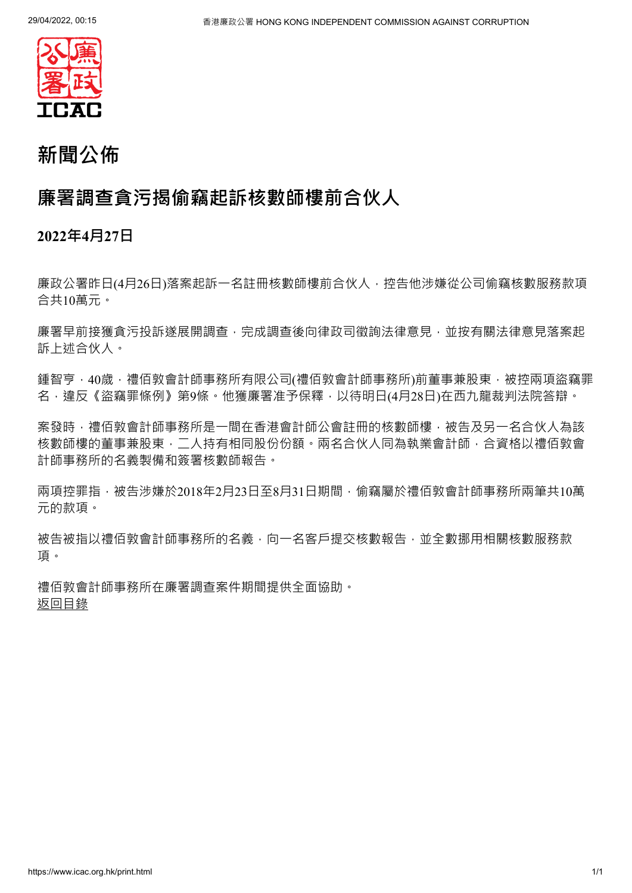# 新聞公佈

## 廉署調查貪污揭偷竊起訴核數師樓前合伙人

### 2022年4月27日

廉政公署昨日(4月26日)落案起訴一名註冊核數師樓前合伙人，控告他涉嫌從公司偷竊核數服務款項合共10萬元。

廉署早前接獲貪污投訴遂展開調查，完成調查後向律政司徵詢法律意見，並按有關法律意見落案起訴上述合伙人。

鍾智亨，40歲，禮佰敦會計師事務所有限公司(禮佰敦會計師事務所)前董事兼股東，被控兩項盜竊罪名，違反《盜竊罪條例》第9條。他獲廉署准予保釋，以待明日(4月28日)在西九龍裁判法院答辯。

案發時，禮佰敦會計師事務所是一間在香港會計師公會註冊的核數師樓，被告及另一名合伙人為該核數師樓的董事兼股東，二人持有相同股份份額。兩名合伙人同為執業會計師，合資格以禮佰敦會計師事務所的名義製備和簽署核數師報告。

兩項控罪指，被告涉嫌於2018年2月23日至8月31日期間，偷竊屬於禮佰敦會計師事務所兩筆共10萬元的款項。

被告被指以禮佰敦會計師事務所的名義，向一名客戶提交核數報告，並全數挪用相關核數服務款項。

禮佰敦會計師事務所在廉署調查案件期間提供全面協助。

返回目錄